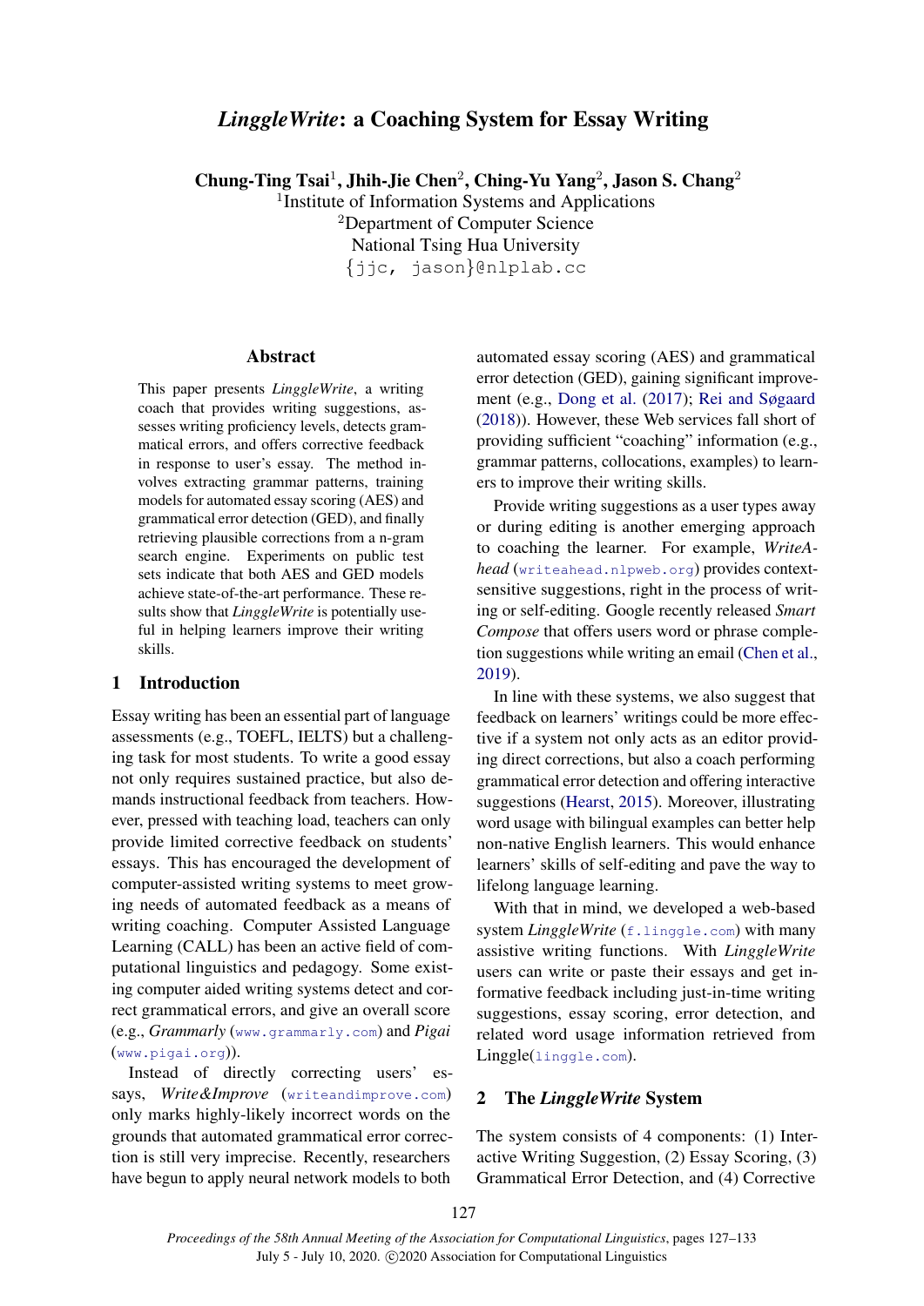# *LinggleWrite*: a Coaching System for Essay Writing

**Chung-Ting Tsai**[1], **Jhih-Jie Chen**[2], **Ching-Yu Yang**[2], **Jason S. Chang**[2]

[1]Institute of Information Systems and Applications
[2]Department of Computer Science
National Tsing Hua University
{jjc, jason}@nlplab.cc

## Abstract

This paper presents *LinggleWrite*, a writing coach that provides writing suggestions, assesses writing proficiency levels, detects grammatical errors, and offers corrective feedback in response to user's essay. The method involves extracting grammar patterns, training models for automated essay scoring (AES) and grammatical error detection (GED), and finally retrieving plausible corrections from a n-gram search engine. Experiments on public test sets indicate that both AES and GED models achieve state-of-the-art performance. These results show that *LinggleWrite* is potentially useful in helping learners improve their writing skills.

## 1 Introduction

Essay writing has been an essential part of language assessments (e.g., TOEFL, IELTS) but a challenging task for most students. To write a good essay not only requires sustained practice, but also demands instructional feedback from teachers. However, pressed with teaching load, teachers can only provide limited corrective feedback on students' essays. This has encouraged the development of computer-assisted writing systems to meet growing needs of automated feedback as a means of writing coaching. Computer Assisted Language Learning (CALL) has been an active field of computational linguistics and pedagogy. Some existing computer aided writing systems detect and correct grammatical errors, and give an overall score (e.g., *Grammarly* (www.grammarly.com) and *Pigai* (www.pigai.org)).

Instead of directly correcting users' essays, *Write&Improve* (writeandimprove.com) only marks highly-likely incorrect words on the grounds that automated grammatical error correction is still very imprecise. Recently, researchers have begun to apply neural network models to both automated essay scoring (AES) and grammatical error detection (GED), gaining significant improvement (e.g., Dong et al. (2017); Rei and Søgaard (2018)). However, these Web services fall short of providing sufficient "coaching" information (e.g., grammar patterns, collocations, examples) to learners to improve their writing skills.

Provide writing suggestions as a user types away or during editing is another emerging approach to coaching the learner. For example, *WriteAhead* (writeahead.nlpweb.org) provides context-sensitive suggestions, right in the process of writing or self-editing. Google recently released *Smart Compose* that offers users word or phrase completion suggestions while writing an email (Chen et al., 2019).

In line with these systems, we also suggest that feedback on learners' writings could be more effective if a system not only acts as an editor providing direct corrections, but also a coach performing grammatical error detection and offering interactive suggestions (Hearst, 2015). Moreover, illustrating word usage with bilingual examples can better help non-native English learners. This would enhance learners' skills of self-editing and pave the way to lifelong language learning.

With that in mind, we developed a web-based system *LinggleWrite* (f.linggle.com) with many assistive writing functions. With *LinggleWrite* users can write or paste their essays and get informative feedback including just-in-time writing suggestions, essay scoring, error detection, and related word usage information retrieved from Linggle(linggle.com).

## 2 The *LinggleWrite* System

The system consists of 4 components: (1) Interactive Writing Suggestion, (2) Essay Scoring, (3) Grammatical Error Detection, and (4) Corrective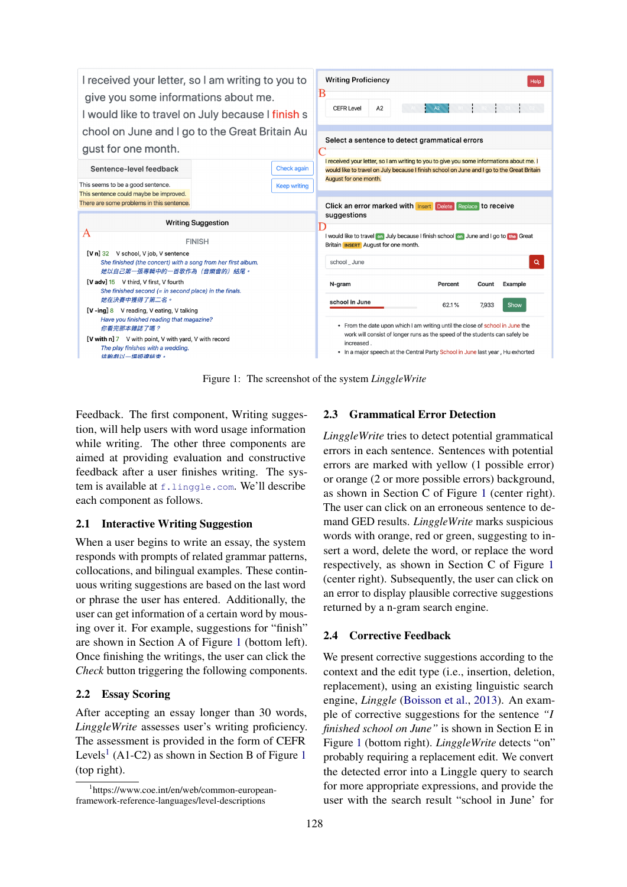Figure 1: The screenshot of the system *LinggleWrite*

Feedback. The first component, Writing suggestion, will help users with word usage information while writing. The other three components are aimed at providing evaluation and constructive feedback after a user finishes writing. The system is available at f.linggle.com. We'll describe each component as follows.

## 2.1 Interactive Writing Suggestion

When a user begins to write an essay, the system responds with prompts of related grammar patterns, collocations, and bilingual examples. These continuous writing suggestions are based on the last word or phrase the user has entered. Additionally, the user can get information of a certain word by mousing over it. For example, suggestions for "finish" are shown in Section A of Figure 1 (bottom left). Once finishing the writings, the user can click the *Check* button triggering the following components.

## 2.2 Essay Scoring

After accepting an essay longer than 30 words, *LinggleWrite* assesses user's writing proficiency. The assessment is provided in the form of CEFR Levels[1] (A1-C2) as shown in Section B of Figure 1 (top right).

[1] https://www.coe.int/en/web/common-european-framework-reference-languages/level-descriptions

## 2.3 Grammatical Error Detection

*LinggleWrite* tries to detect potential grammatical errors in each sentence. Sentences with potential errors are marked with yellow (1 possible error) or orange (2 or more possible errors) background, as shown in Section C of Figure 1 (center right). The user can click on an erroneous sentence to demand GED results. *LinggleWrite* marks suspicious words with orange, red or green, suggesting to insert a word, delete the word, or replace the word respectively, as shown in Section C of Figure 1 (center right). Subsequently, the user can click on an error to display plausible corrective suggestions returned by a n-gram search engine.

## 2.4 Corrective Feedback

We present corrective suggestions according to the context and the edit type (i.e., insertion, deletion, replacement), using an existing linguistic search engine, *Linggle* (Boisson et al., 2013). An example of corrective suggestions for the sentence *"I finished school on June"* is shown in Section E in Figure 1 (bottom right). *LinggleWrite* detects "on" probably requiring a replacement edit. We convert the detected error into a Linggle query to search for more appropriate expressions, and provide the user with the search result "school in June' for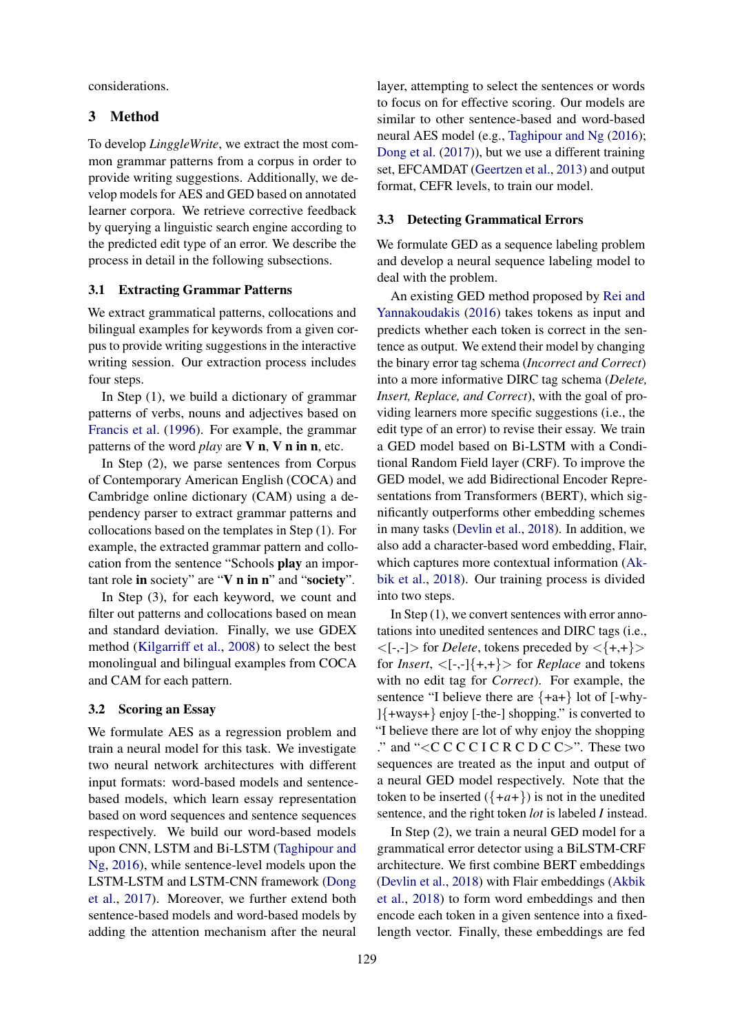considerations.

## 3 Method

To develop *LinggleWrite*, we extract the most common grammar patterns from a corpus in order to provide writing suggestions. Additionally, we develop models for AES and GED based on annotated learner corpora. We retrieve corrective feedback by querying a linguistic search engine according to the predicted edit type of an error. We describe the process in detail in the following subsections.

### 3.1 Extracting Grammar Patterns

We extract grammatical patterns, collocations and bilingual examples for keywords from a given corpus to provide writing suggestions in the interactive writing session. Our extraction process includes four steps.

In Step (1), we build a dictionary of grammar patterns of verbs, nouns and adjectives based on Francis et al. (1996). For example, the grammar patterns of the word *play* are **V n**, **V n in n**, etc.

In Step (2), we parse sentences from Corpus of Contemporary American English (COCA) and Cambridge online dictionary (CAM) using a dependency parser to extract grammar patterns and collocations based on the templates in Step (1). For example, the extracted grammar pattern and collocation from the sentence "Schools **play** an important role **in** society" are "**V n in n**" and "**society**".

In Step (3), for each keyword, we count and filter out patterns and collocations based on mean and standard deviation. Finally, we use GDEX method (Kilgarriff et al., 2008) to select the best monolingual and bilingual examples from COCA and CAM for each pattern.

### 3.2 Scoring an Essay

We formulate AES as a regression problem and train a neural model for this task. We investigate two neural network architectures with different input formats: word-based models and sentence-based models, which learn essay representation based on word sequences and sentence sequences respectively. We build our word-based models upon CNN, LSTM and Bi-LSTM (Taghipour and Ng, 2016), while sentence-level models upon the LSTM-LSTM and LSTM-CNN framework (Dong et al., 2017). Moreover, we further extend both sentence-based models and word-based models by adding the attention mechanism after the neural layer, attempting to select the sentences or words to focus on for effective scoring. Our models are similar to other sentence-based and word-based neural AES model (e.g., Taghipour and Ng (2016); Dong et al. (2017)), but we use a different training set, EFCAMDAT (Geertzen et al., 2013) and output format, CEFR levels, to train our model.

### 3.3 Detecting Grammatical Errors

We formulate GED as a sequence labeling problem and develop a neural sequence labeling model to deal with the problem.

An existing GED method proposed by Rei and Yannakoudakis (2016) takes tokens as input and predicts whether each token is correct in the sentence as output. We extend their model by changing the binary error tag schema (*Incorrect and Correct*) into a more informative DIRC tag schema (*Delete, Insert, Replace, and Correct*), with the goal of providing learners more specific suggestions (i.e., the edit type of an error) to revise their essay. We train a GED model based on Bi-LSTM with a Conditional Random Field layer (CRF). To improve the GED model, we add Bidirectional Encoder Representations from Transformers (BERT), which significantly outperforms other embedding schemes in many tasks (Devlin et al., 2018). In addition, we also add a character-based word embedding, Flair, which captures more contextual information (Akbik et al., 2018). Our training process is divided into two steps.

In Step (1), we convert sentences with error annotations into unedited sentences and DIRC tags (i.e., <[-,-]> for *Delete*, tokens preceded by <{+,+}> for *Insert*, <[-,-]{+,+}> for *Replace* and tokens with no edit tag for *Correct*). For example, the sentence "I believe there are {+a+} lot of [-why-]{+ways+} enjoy [-the-] shopping." is converted to "I believe there are lot of why enjoy the shopping ." and "<C C C C I C R C D C C>". These two sequences are treated as the input and output of a neural GED model respectively. Note that the token to be inserted ({*+a+*}) is not in the unedited sentence, and the right token *lot* is labeled *I* instead.

In Step (2), we train a neural GED model for a grammatical error detector using a BiLSTM-CRF architecture. We first combine BERT embeddings (Devlin et al., 2018) with Flair embeddings (Akbik et al., 2018) to form word embeddings and then encode each token in a given sentence into a fixed-length vector. Finally, these embeddings are fed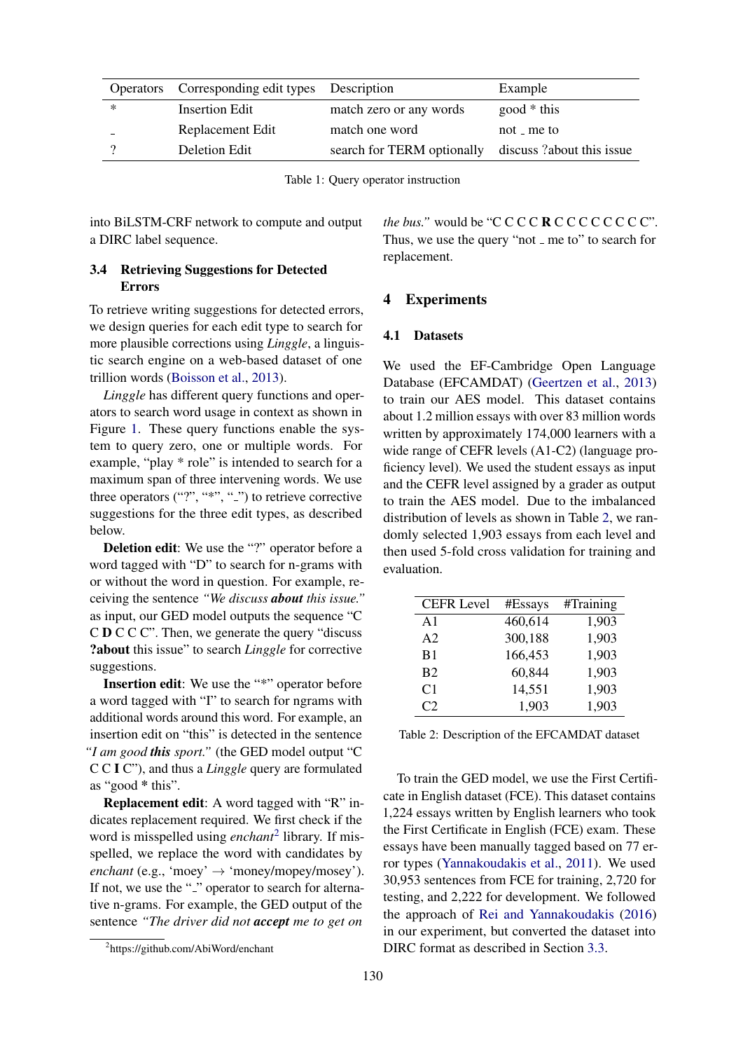| Operators | Corresponding edit types | Description | Example |
|---|---|---|---|
| * | Insertion Edit | match zero or any words | good * this |
| _ | Replacement Edit | match one word | not _ me to |
| ? | Deletion Edit | search for TERM optionally | discuss ?about this issue |

Table 1: Query operator instruction

into BiLSTM-CRF network to compute and output a DIRC label sequence.

### 3.4 Retrieving Suggestions for Detected Errors

To retrieve writing suggestions for detected errors, we design queries for each edit type to search for more plausible corrections using *Linggle*, a linguistic search engine on a web-based dataset of one trillion words (Boisson et al., 2013).

*Linggle* has different query functions and operators to search word usage in context as shown in Figure 1. These query functions enable the system to query zero, one or multiple words. For example, "play * role" is intended to search for a maximum span of three intervening words. We use three operators ("?", "*", "_") to retrieve corrective suggestions for the three edit types, as described below.

**Deletion edit**: We use the "?" operator before a word tagged with "D" to search for n-grams with or without the word in question. For example, receiving the sentence *"We discuss **about** this issue."* as input, our GED model outputs the sequence "C C **D** C C C". Then, we generate the query "discuss **?about** this issue" to search *Linggle* for corrective suggestions.

**Insertion edit**: We use the "*" operator before a word tagged with "I" to search for ngrams with additional words around this word. For example, an insertion edit on "this" is detected in the sentence *"I am good **this** sport."* (the GED model output "C C C **I** C"), and thus a *Linggle* query are formulated as "good **\*** this".

**Replacement edit**: A word tagged with "R" indicates replacement required. We first check if the word is misspelled using *enchant*[2] library. If misspelled, we replace the word with candidates by *enchant* (e.g., 'moey' → 'money/mopey/mosey'). If not, we use the "_" operator to search for alternative n-grams. For example, the GED output of the sentence *"The driver did not **accept** me to get on the bus."* would be "C C C C **R** C C C C C C C C". Thus, we use the query "not _ me to" to search for replacement.

[2]https://github.com/AbiWord/enchant

## 4 Experiments

### 4.1 Datasets

We used the EF-Cambridge Open Language Database (EFCAMDAT) (Geertzen et al., 2013) to train our AES model. This dataset contains about 1.2 million essays with over 83 million words written by approximately 174,000 learners with a wide range of CEFR levels (A1-C2) (language proficiency level). We used the student essays as input and the CEFR level assigned by a grader as output to train the AES model. Due to the imbalanced distribution of levels as shown in Table 2, we randomly selected 1,903 essays from each level and then used 5-fold cross validation for training and evaluation.

| CEFR Level | #Essays | #Training |
|---|---|---|
| A1 | 460,614 | 1,903 |
| A2 | 300,188 | 1,903 |
| B1 | 166,453 | 1,903 |
| B2 | 60,844 | 1,903 |
| C1 | 14,551 | 1,903 |
| C2 | 1,903 | 1,903 |

Table 2: Description of the EFCAMDAT dataset

To train the GED model, we use the First Certificate in English dataset (FCE). This dataset contains 1,224 essays written by English learners who took the First Certificate in English (FCE) exam. These essays have been manually tagged based on 77 error types (Yannakoudakis et al., 2011). We used 30,953 sentences from FCE for training, 2,720 for testing, and 2,222 for development. We followed the approach of Rei and Yannakoudakis (2016) in our experiment, but converted the dataset into DIRC format as described in Section 3.3.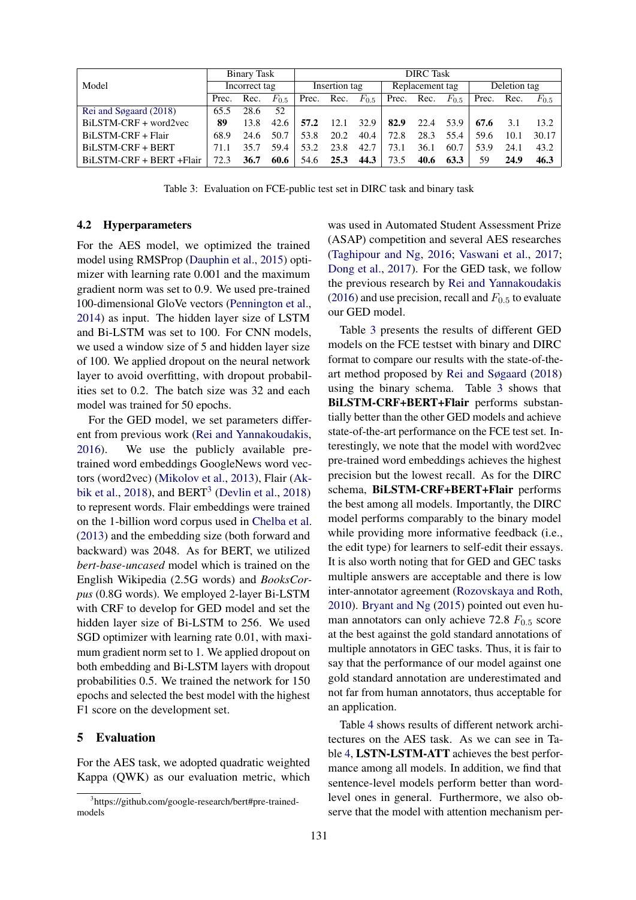| Model | Binary Task | | | DIRC Task | | | | | | | | |
|---|---|---|---|---|---|---|---|---|---|---|---|---|
| | Incorrect tag | | | Insertion tag | | | Replacement tag | | | Deletion tag | | |
| | Prec. | Rec. | $F_{0.5}$ | Prec. | Rec. | $F_{0.5}$ | Prec. | Rec. | $F_{0.5}$ | Prec. | Rec. | $F_{0.5}$ |
| Rei and Søgaard (2018) | 65.5 | 28.6 | 52 | | | | | | | | | |
| BiLSTM-CRF + word2vec | **89** | 13.8 | 42.6 | **57.2** | 12.1 | 32.9 | **82.9** | 22.4 | 53.9 | **67.6** | 3.1 | 13.2 |
| BiLSTM-CRF + Flair | 68.9 | 24.6 | 50.7 | 53.8 | 20.2 | 40.4 | 72.8 | 28.3 | 55.4 | 59.6 | 10.1 | 30.17 |
| BiLSTM-CRF + BERT | 71.1 | 35.7 | 59.4 | 53.2 | 23.8 | 42.7 | 73.1 | 36.1 | 60.7 | 53.9 | 24.1 | 43.2 |
| BiLSTM-CRF + BERT +Flair | 72.3 | **36.7** | **60.6** | 54.6 | **25.3** | **44.3** | 73.5 | **40.6** | **63.3** | 59 | **24.9** | **46.3** |

Table 3: Evaluation on FCE-public test set in DIRC task and binary task

### 4.2 Hyperparameters

For the AES model, we optimized the trained model using RMSProp (Dauphin et al., 2015) optimizer with learning rate 0.001 and the maximum gradient norm was set to 0.9. We used pre-trained 100-dimensional GloVe vectors (Pennington et al., 2014) as input. The hidden layer size of LSTM and Bi-LSTM was set to 100. For CNN models, we used a window size of 5 and hidden layer size of 100. We applied dropout on the neural network layer to avoid overfitting, with dropout probabilities set to 0.2. The batch size was 32 and each model was trained for 50 epochs.

For the GED model, we set parameters different from previous work (Rei and Yannakoudakis, 2016). We use the publicly available pre-trained word embeddings GoogleNews word vectors (word2vec) (Mikolov et al., 2013), Flair (Akbik et al., 2018), and BERT[3] (Devlin et al., 2018) to represent words. Flair embeddings were trained on the 1-billion word corpus used in Chelba et al. (2013) and the embedding size (both forward and backward) was 2048. As for BERT, we utilized *bert-base-uncased* model which is trained on the English Wikipedia (2.5G words) and *BooksCorpus* (0.8G words). We employed 2-layer Bi-LSTM with CRF to develop for GED model and set the hidden layer size of Bi-LSTM to 256. We used SGD optimizer with learning rate 0.01, with maximum gradient norm set to 1. We applied dropout on both embedding and Bi-LSTM layers with dropout probabilities 0.5. We trained the network for 150 epochs and selected the best model with the highest F1 score on the development set.

## 5 Evaluation

For the AES task, we adopted quadratic weighted Kappa (QWK) as our evaluation metric, which was used in Automated Student Assessment Prize (ASAP) competition and several AES researches (Taghipour and Ng, 2016; Vaswani et al., 2017; Dong et al., 2017). For the GED task, we follow the previous research by Rei and Yannakoudakis (2016) and use precision, recall and $F_{0.5}$ to evaluate our GED model.

Table 3 presents the results of different GED models on the FCE testset with binary and DIRC format to compare our results with the state-of-the-art method proposed by Rei and Søgaard (2018) using the binary schema. Table 3 shows that **BiLSTM-CRF+BERT+Flair** performs substantially better than the other GED models and achieve state-of-the-art performance on the FCE test set. Interestingly, we note that the model with word2vec pre-trained word embeddings achieves the highest precision but the lowest recall. As for the DIRC schema, **BiLSTM-CRF+BERT+Flair** performs the best among all models. Importantly, the DIRC model performs comparably to the binary model while providing more informative feedback (i.e., the edit type) for learners to self-edit their essays. It is also worth noting that for GED and GEC tasks multiple answers are acceptable and there is low inter-annotator agreement (Rozovskaya and Roth, 2010). Bryant and Ng (2015) pointed out even human annotators can only achieve 72.8 $F_{0.5}$ score at the best against the gold standard annotations of multiple annotators in GEC tasks. Thus, it is fair to say that the performance of our model against one gold standard annotation are underestimated and not far from human annotators, thus acceptable for an application.

Table 4 shows results of different network architectures on the AES task. As we can see in Table 4, **LSTN-LSTM-ATT** achieves the best performance among all models. In addition, we find that sentence-level models perform better than word-level ones in general. Furthermore, we also observe that the model with attention mechanism per-

[3] https://github.com/google-research/bert#pre-trained-models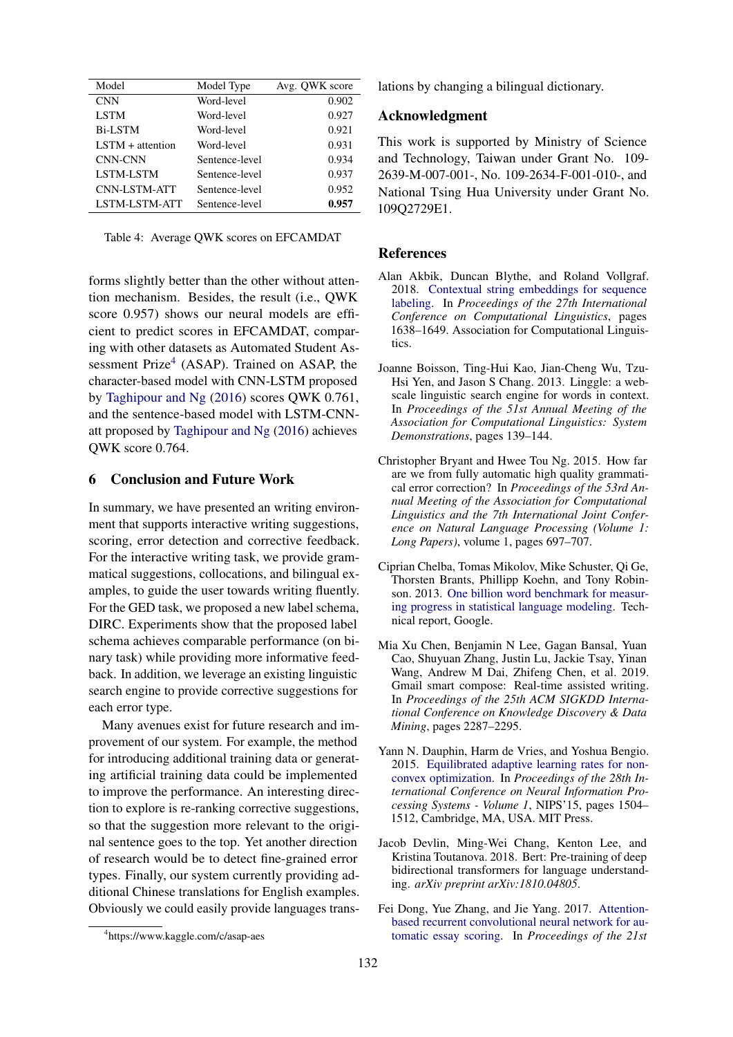| Model | Model Type | Avg. QWK score |
|---|---|---|
| CNN | Word-level | 0.902 |
| LSTM | Word-level | 0.927 |
| Bi-LSTM | Word-level | 0.921 |
| LSTM + attention | Word-level | 0.931 |
| CNN-CNN | Sentence-level | 0.934 |
| LSTM-LSTM | Sentence-level | 0.937 |
| CNN-LSTM-ATT | Sentence-level | 0.952 |
| LSTM-LSTM-ATT | Sentence-level | **0.957** |

Table 4: Average QWK scores on EFCAMDAT

forms slightly better than the other without attention mechanism. Besides, the result (i.e., QWK score 0.957) shows our neural models are efficient to predict scores in EFCAMDAT, comparing with other datasets as Automated Student Assessment Prize[4] (ASAP). Trained on ASAP, the character-based model with CNN-LSTM proposed by Taghipour and Ng (2016) scores QWK 0.761, and the sentence-based model with LSTM-CNN-att proposed by Taghipour and Ng (2016) achieves QWK score 0.764.

## 6 Conclusion and Future Work

In summary, we have presented an writing environment that supports interactive writing suggestions, scoring, error detection and corrective feedback. For the interactive writing task, we provide grammatical suggestions, collocations, and bilingual examples, to guide the user towards writing fluently. For the GED task, we proposed a new label schema, DIRC. Experiments show that the proposed label schema achieves comparable performance (on binary task) while providing more informative feedback. In addition, we leverage an existing linguistic search engine to provide corrective suggestions for each error type.

Many avenues exist for future research and improvement of our system. For example, the method for introducing additional training data or generating artificial training data could be implemented to improve the performance. An interesting direction to explore is re-ranking corrective suggestions, so that the suggestion more relevant to the original sentence goes to the top. Yet another direction of research would be to detect fine-grained error types. Finally, our system currently providing additional Chinese translations for English examples. Obviously we could easily provide languages translations by changing a bilingual dictionary.

[4]https://www.kaggle.com/c/asap-aes

## Acknowledgment

This work is supported by Ministry of Science and Technology, Taiwan under Grant No. 109-2639-M-007-001-, No. 109-2634-F-001-010-, and National Tsing Hua University under Grant No. 109Q2729E1.

## References

Alan Akbik, Duncan Blythe, and Roland Vollgraf. 2018. Contextual string embeddings for sequence labeling. In *Proceedings of the 27th International Conference on Computational Linguistics*, pages 1638–1649. Association for Computational Linguistics.

Joanne Boisson, Ting-Hui Kao, Jian-Cheng Wu, Tzu-Hsi Yen, and Jason S Chang. 2013. Linggle: a web-scale linguistic search engine for words in context. In *Proceedings of the 51st Annual Meeting of the Association for Computational Linguistics: System Demonstrations*, pages 139–144.

Christopher Bryant and Hwee Tou Ng. 2015. How far are we from fully automatic high quality grammatical error correction? In *Proceedings of the 53rd Annual Meeting of the Association for Computational Linguistics and the 7th International Joint Conference on Natural Language Processing (Volume 1: Long Papers)*, volume 1, pages 697–707.

Ciprian Chelba, Tomas Mikolov, Mike Schuster, Qi Ge, Thorsten Brants, Phillipp Koehn, and Tony Robinson. 2013. One billion word benchmark for measuring progress in statistical language modeling. Technical report, Google.

Mia Xu Chen, Benjamin N Lee, Gagan Bansal, Yuan Cao, Shuyuan Zhang, Justin Lu, Jackie Tsay, Yinan Wang, Andrew M Dai, Zhifeng Chen, et al. 2019. Gmail smart compose: Real-time assisted writing. In *Proceedings of the 25th ACM SIGKDD International Conference on Knowledge Discovery & Data Mining*, pages 2287–2295.

Yann N. Dauphin, Harm de Vries, and Yoshua Bengio. 2015. Equilibrated adaptive learning rates for non-convex optimization. In *Proceedings of the 28th International Conference on Neural Information Processing Systems - Volume 1*, NIPS'15, pages 1504–1512, Cambridge, MA, USA. MIT Press.

Jacob Devlin, Ming-Wei Chang, Kenton Lee, and Kristina Toutanova. 2018. Bert: Pre-training of deep bidirectional transformers for language understanding. *arXiv preprint arXiv:1810.04805*.

Fei Dong, Yue Zhang, and Jie Yang. 2017. Attention-based recurrent convolutional neural network for automatic essay scoring. In *Proceedings of the 21st*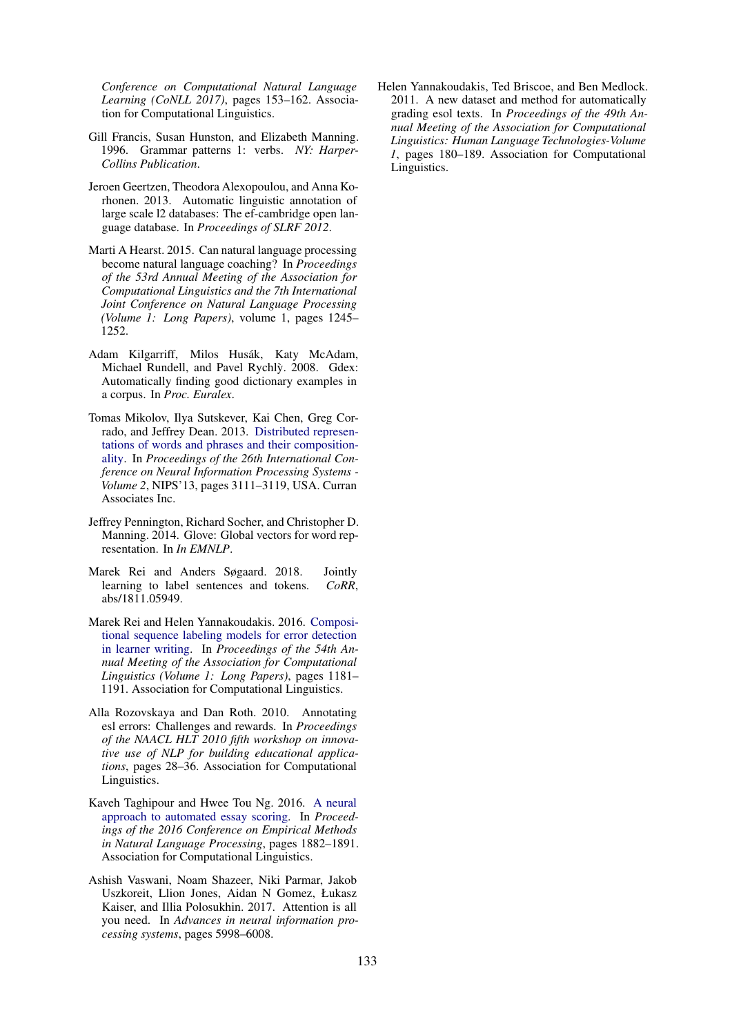*Conference on Computational Natural Language Learning (CoNLL 2017)*, pages 153–162. Association for Computational Linguistics.

Gill Francis, Susan Hunston, and Elizabeth Manning. 1996. Grammar patterns 1: verbs. *NY: HarperCollins Publication*.

Jeroen Geertzen, Theodora Alexopoulou, and Anna Korhonen. 2013. Automatic linguistic annotation of large scale l2 databases: The ef-cambridge open language database. In *Proceedings of SLRF 2012*.

Marti A Hearst. 2015. Can natural language processing become natural language coaching? In *Proceedings of the 53rd Annual Meeting of the Association for Computational Linguistics and the 7th International Joint Conference on Natural Language Processing (Volume 1: Long Papers)*, volume 1, pages 1245–1252.

Adam Kilgarriff, Milos Husák, Katy McAdam, Michael Rundell, and Pavel Rychlỳ. 2008. Gdex: Automatically finding good dictionary examples in a corpus. In *Proc. Euralex*.

Tomas Mikolov, Ilya Sutskever, Kai Chen, Greg Corrado, and Jeffrey Dean. 2013. Distributed representations of words and phrases and their compositionality. In *Proceedings of the 26th International Conference on Neural Information Processing Systems - Volume 2*, NIPS'13, pages 3111–3119, USA. Curran Associates Inc.

Jeffrey Pennington, Richard Socher, and Christopher D. Manning. 2014. Glove: Global vectors for word representation. In *In EMNLP*.

Marek Rei and Anders Søgaard. 2018. Jointly learning to label sentences and tokens. *CoRR*, abs/1811.05949.

Marek Rei and Helen Yannakoudakis. 2016. Compositional sequence labeling models for error detection in learner writing. In *Proceedings of the 54th Annual Meeting of the Association for Computational Linguistics (Volume 1: Long Papers)*, pages 1181–1191. Association for Computational Linguistics.

Alla Rozovskaya and Dan Roth. 2010. Annotating esl errors: Challenges and rewards. In *Proceedings of the NAACL HLT 2010 fifth workshop on innovative use of NLP for building educational applications*, pages 28–36. Association for Computational Linguistics.

Kaveh Taghipour and Hwee Tou Ng. 2016. A neural approach to automated essay scoring. In *Proceedings of the 2016 Conference on Empirical Methods in Natural Language Processing*, pages 1882–1891. Association for Computational Linguistics.

Ashish Vaswani, Noam Shazeer, Niki Parmar, Jakob Uszkoreit, Llion Jones, Aidan N Gomez, Łukasz Kaiser, and Illia Polosukhin. 2017. Attention is all you need. In *Advances in neural information processing systems*, pages 5998–6008.

Helen Yannakoudakis, Ted Briscoe, and Ben Medlock. 2011. A new dataset and method for automatically grading esol texts. In *Proceedings of the 49th Annual Meeting of the Association for Computational Linguistics: Human Language Technologies-Volume 1*, pages 180–189. Association for Computational Linguistics.